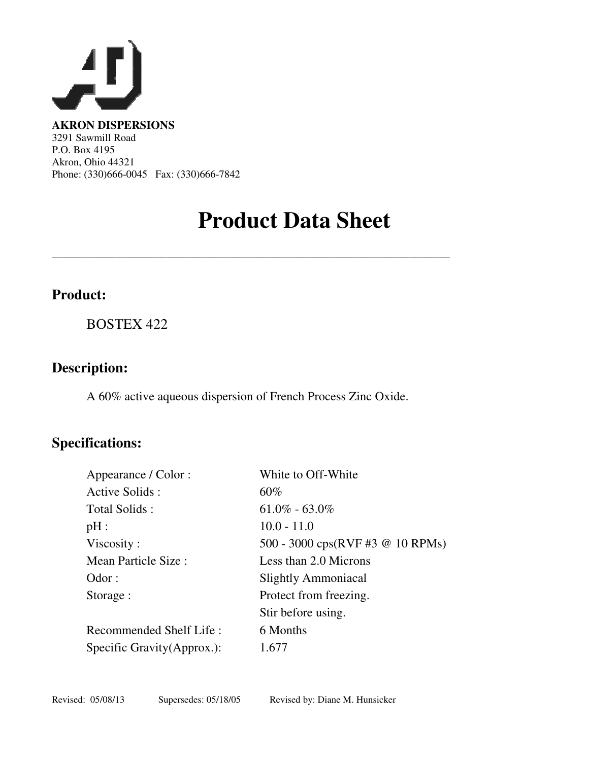**AKRON DISPERSIONS**
3291 Sawmill Road
P.O. Box 4195
Akron, Ohio 44321
Phone: (330)666-0045   Fax: (330)666-7842

# Product Data Sheet

---

## Product:

BOSTEX 422

## Description:

A 60% active aqueous dispersion of French Process Zinc Oxide.

## Specifications:

| | |
|---|---|
| Appearance / Color : | White to Off-White |
| Active Solids : | 60% |
| Total Solids : | 61.0% - 63.0% |
| pH : | 10.0 - 11.0 |
| Viscosity : | 500 - 3000 cps(RVF #3 @ 10 RPMs) |
| Mean Particle Size : | Less than 2.0 Microns |
| Odor : | Slightly Ammoniacal |
| Storage : | Protect from freezing. Stir before using. |
| Recommended Shelf Life : | 6 Months |
| Specific Gravity(Approx.): | 1.677 |

Revised: 05/08/13    Supersedes: 05/18/05    Revised by: Diane M. Hunsicker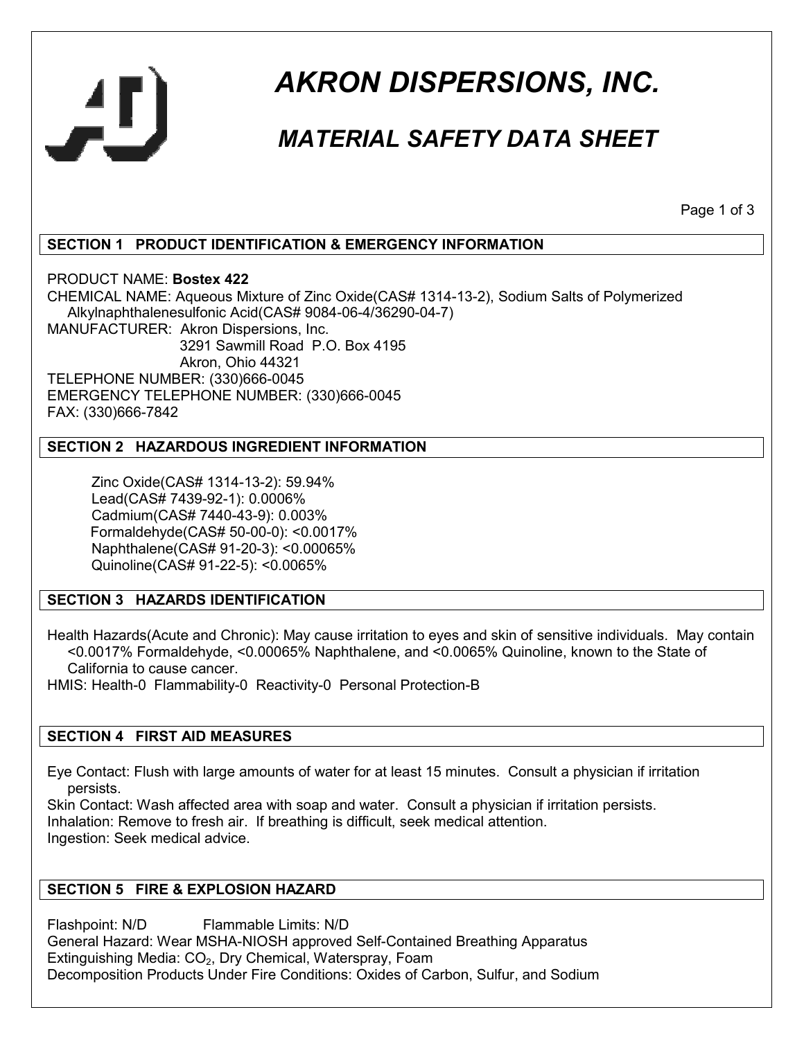# AKRON DISPERSIONS, INC.

## MATERIAL SAFETY DATA SHEET

### SECTION 1 PRODUCT IDENTIFICATION & EMERGENCY INFORMATION

PRODUCT NAME: **Bostex 422**
CHEMICAL NAME: Aqueous Mixture of Zinc Oxide(CAS# 1314-13-2), Sodium Salts of Polymerized Alkylnaphthalenesulfonic Acid(CAS# 9084-06-4/36290-04-7)
MANUFACTURER: Akron Dispersions, Inc.
3291 Sawmill Road P.O. Box 4195
Akron, Ohio 44321
TELEPHONE NUMBER: (330)666-0045
EMERGENCY TELEPHONE NUMBER: (330)666-0045
FAX: (330)666-7842

### SECTION 2 HAZARDOUS INGREDIENT INFORMATION

Zinc Oxide(CAS# 1314-13-2): 59.94%
Lead(CAS# 7439-92-1): 0.0006%
Cadmium(CAS# 7440-43-9): 0.003%
Formaldehyde(CAS# 50-00-0): <0.0017%
Naphthalene(CAS# 91-20-3): <0.00065%
Quinoline(CAS# 91-22-5): <0.0065%

### SECTION 3 HAZARDS IDENTIFICATION

Health Hazards(Acute and Chronic): May cause irritation to eyes and skin of sensitive individuals. May contain <0.0017% Formaldehyde, <0.00065% Naphthalene, and <0.0065% Quinoline, known to the State of California to cause cancer.
HMIS: Health-0 Flammability-0 Reactivity-0 Personal Protection-B

### SECTION 4 FIRST AID MEASURES

Eye Contact: Flush with large amounts of water for at least 15 minutes. Consult a physician if irritation persists.
Skin Contact: Wash affected area with soap and water. Consult a physician if irritation persists.
Inhalation: Remove to fresh air. If breathing is difficult, seek medical attention.
Ingestion: Seek medical advice.

### SECTION 5 FIRE & EXPLOSION HAZARD

Flashpoint: N/D Flammable Limits: N/D
General Hazard: Wear MSHA-NIOSH approved Self-Contained Breathing Apparatus
Extinguishing Media: $CO_2$, Dry Chemical, Waterspray, Foam
Decomposition Products Under Fire Conditions: Oxides of Carbon, Sulfur, and Sodium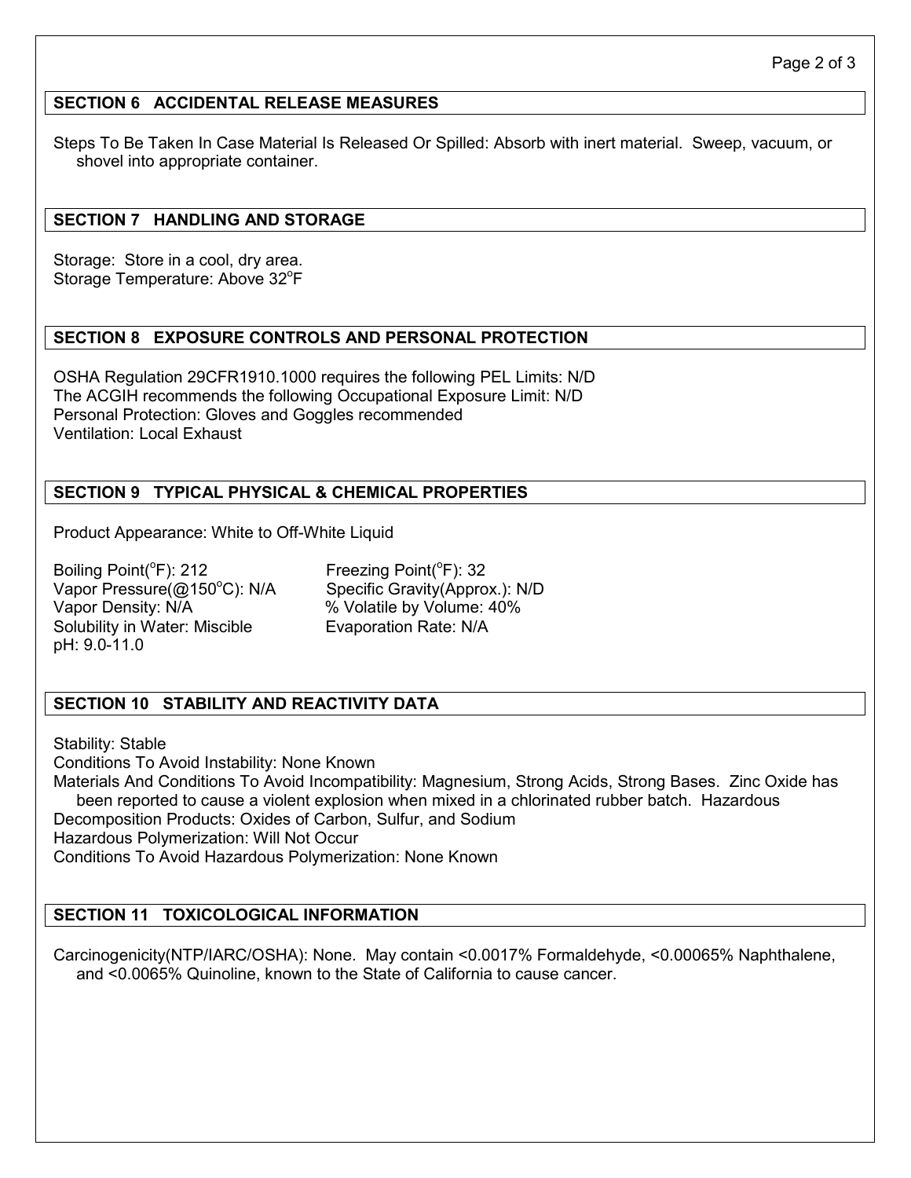## SECTION 6 ACCIDENTAL RELEASE MEASURES

Steps To Be Taken In Case Material Is Released Or Spilled: Absorb with inert material. Sweep, vacuum, or shovel into appropriate container.

## SECTION 7 HANDLING AND STORAGE

Storage: Store in a cool, dry area.
Storage Temperature: Above 32°F

## SECTION 8 EXPOSURE CONTROLS AND PERSONAL PROTECTION

OSHA Regulation 29CFR1910.1000 requires the following PEL Limits: N/D
The ACGIH recommends the following Occupational Exposure Limit: N/D
Personal Protection: Gloves and Goggles recommended
Ventilation: Local Exhaust

## SECTION 9 TYPICAL PHYSICAL & CHEMICAL PROPERTIES

Product Appearance: White to Off-White Liquid

Boiling Point(°F): 212
Freezing Point(°F): 32
Vapor Pressure(@150°C): N/A
Specific Gravity(Approx.): N/D
Vapor Density: N/A
% Volatile by Volume: 40%
Solubility in Water: Miscible
Evaporation Rate: N/A
pH: 9.0-11.0

## SECTION 10 STABILITY AND REACTIVITY DATA

Stability: Stable
Conditions To Avoid Instability: None Known
Materials And Conditions To Avoid Incompatibility: Magnesium, Strong Acids, Strong Bases. Zinc Oxide has been reported to cause a violent explosion when mixed in a chlorinated rubber batch. Hazardous
Decomposition Products: Oxides of Carbon, Sulfur, and Sodium
Hazardous Polymerization: Will Not Occur
Conditions To Avoid Hazardous Polymerization: None Known

## SECTION 11 TOXICOLOGICAL INFORMATION

Carcinogenicity(NTP/IARC/OSHA): None. May contain <0.0017% Formaldehyde, <0.00065% Naphthalene, and <0.0065% Quinoline, known to the State of California to cause cancer.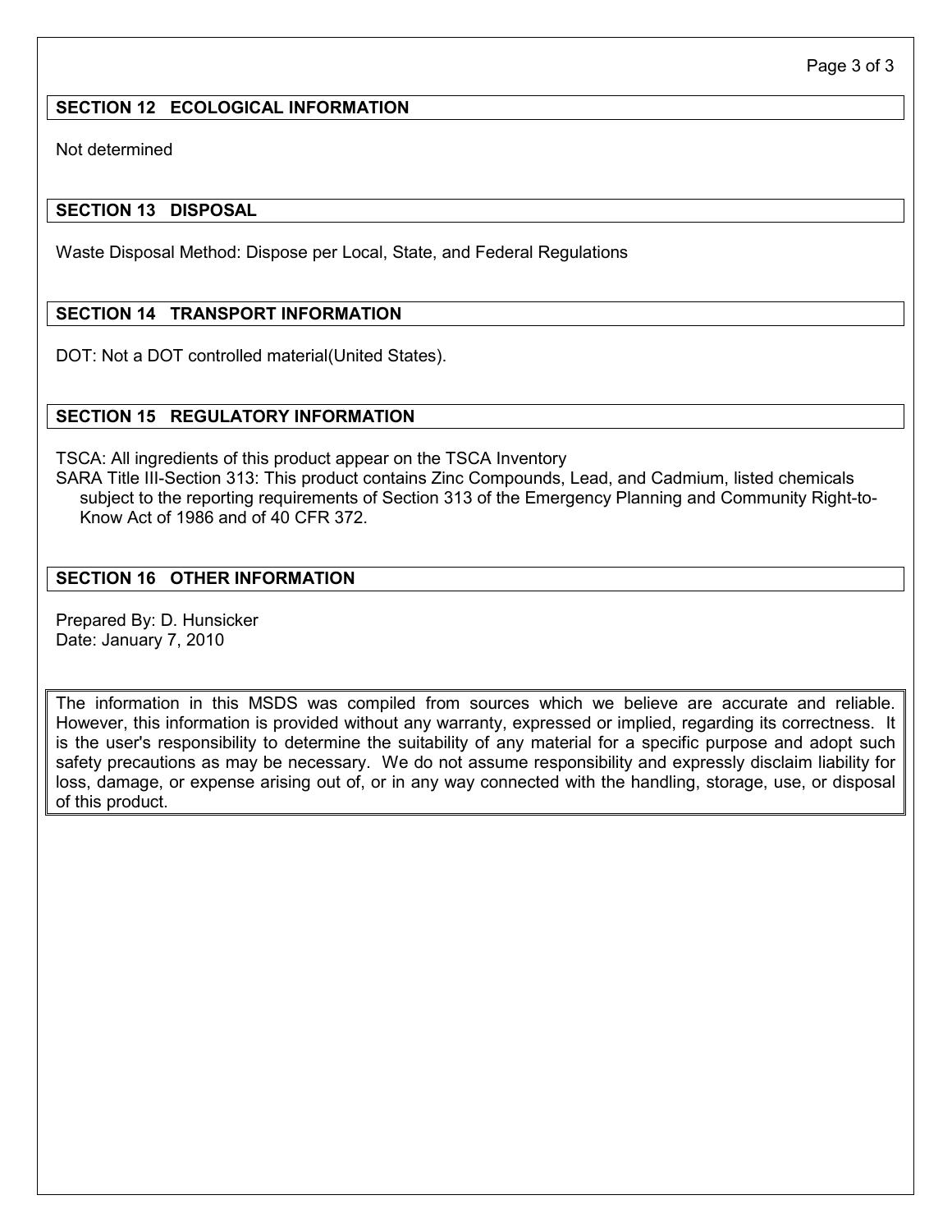## SECTION 12 ECOLOGICAL INFORMATION

Not determined

## SECTION 13 DISPOSAL

Waste Disposal Method: Dispose per Local, State, and Federal Regulations

## SECTION 14 TRANSPORT INFORMATION

DOT: Not a DOT controlled material(United States).

## SECTION 15 REGULATORY INFORMATION

TSCA: All ingredients of this product appear on the TSCA Inventory
SARA Title III-Section 313: This product contains Zinc Compounds, Lead, and Cadmium, listed chemicals subject to the reporting requirements of Section 313 of the Emergency Planning and Community Right-to-Know Act of 1986 and of 40 CFR 372.

## SECTION 16 OTHER INFORMATION

Prepared By: D. Hunsicker
Date: January 7, 2010

The information in this MSDS was compiled from sources which we believe are accurate and reliable. However, this information is provided without any warranty, expressed or implied, regarding its correctness. It is the user's responsibility to determine the suitability of any material for a specific purpose and adopt such safety precautions as may be necessary. We do not assume responsibility and expressly disclaim liability for loss, damage, or expense arising out of, or in any way connected with the handling, storage, use, or disposal of this product.